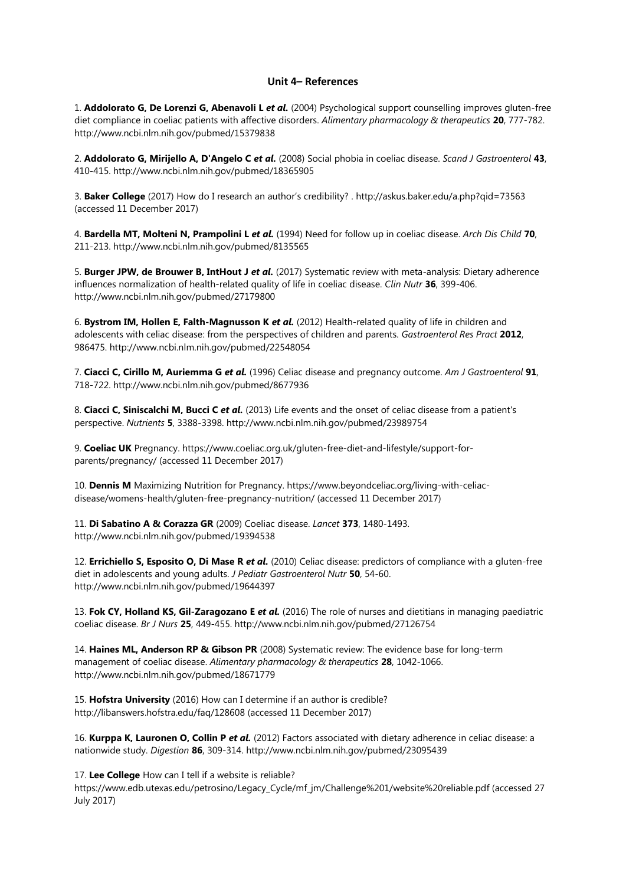## Unit 4– References

1. **Addolorato G, De Lorenzi G, Abenavoli L *et al.*** (2004) Psychological support counselling improves gluten-free diet compliance in coeliac patients with affective disorders. *Alimentary pharmacology & therapeutics* **20**, 777-782. http://www.ncbi.nlm.nih.gov/pubmed/15379838

2. **Addolorato G, Mirijello A, D'Angelo C *et al.*** (2008) Social phobia in coeliac disease. *Scand J Gastroenterol* **43**, 410-415. http://www.ncbi.nlm.nih.gov/pubmed/18365905

3. **Baker College** (2017) How do I research an author's credibility? . http://askus.baker.edu/a.php?qid=73563 (accessed 11 December 2017)

4. **Bardella MT, Molteni N, Prampolini L *et al.*** (1994) Need for follow up in coeliac disease. *Arch Dis Child* **70**, 211-213. http://www.ncbi.nlm.nih.gov/pubmed/8135565

5. **Burger JPW, de Brouwer B, IntHout J *et al.*** (2017) Systematic review with meta-analysis: Dietary adherence influences normalization of health-related quality of life in coeliac disease. *Clin Nutr* **36**, 399-406. http://www.ncbi.nlm.nih.gov/pubmed/27179800

6. **Bystrom IM, Hollen E, Falth-Magnusson K *et al.*** (2012) Health-related quality of life in children and adolescents with celiac disease: from the perspectives of children and parents. *Gastroenterol Res Pract* **2012**, 986475. http://www.ncbi.nlm.nih.gov/pubmed/22548054

7. **Ciacci C, Cirillo M, Auriemma G *et al.*** (1996) Celiac disease and pregnancy outcome. *Am J Gastroenterol* **91**, 718-722. http://www.ncbi.nlm.nih.gov/pubmed/8677936

8. **Ciacci C, Siniscalchi M, Bucci C *et al.*** (2013) Life events and the onset of celiac disease from a patient's perspective. *Nutrients* **5**, 3388-3398. http://www.ncbi.nlm.nih.gov/pubmed/23989754

9. **Coeliac UK** Pregnancy. https://www.coeliac.org.uk/gluten-free-diet-and-lifestyle/support-for-parents/pregnancy/ (accessed 11 December 2017)

10. **Dennis M** Maximizing Nutrition for Pregnancy. https://www.beyondceliac.org/living-with-celiac-disease/womens-health/gluten-free-pregnancy-nutrition/ (accessed 11 December 2017)

11. **Di Sabatino A & Corazza GR** (2009) Coeliac disease. *Lancet* **373**, 1480-1493. http://www.ncbi.nlm.nih.gov/pubmed/19394538

12. **Errichiello S, Esposito O, Di Mase R *et al.*** (2010) Celiac disease: predictors of compliance with a gluten-free diet in adolescents and young adults. *J Pediatr Gastroenterol Nutr* **50**, 54-60. http://www.ncbi.nlm.nih.gov/pubmed/19644397

13. **Fok CY, Holland KS, Gil-Zaragozano E *et al.*** (2016) The role of nurses and dietitians in managing paediatric coeliac disease. *Br J Nurs* **25**, 449-455. http://www.ncbi.nlm.nih.gov/pubmed/27126754

14. **Haines ML, Anderson RP & Gibson PR** (2008) Systematic review: The evidence base for long-term management of coeliac disease. *Alimentary pharmacology & therapeutics* **28**, 1042-1066. http://www.ncbi.nlm.nih.gov/pubmed/18671779

15. **Hofstra University** (2016) How can I determine if an author is credible? http://libanswers.hofstra.edu/faq/128608 (accessed 11 December 2017)

16. **Kurppa K, Lauronen O, Collin P *et al.*** (2012) Factors associated with dietary adherence in celiac disease: a nationwide study. *Digestion* **86**, 309-314. http://www.ncbi.nlm.nih.gov/pubmed/23095439

17. **Lee College** How can I tell if a website is reliable? https://www.edb.utexas.edu/petrosino/Legacy_Cycle/mf_jm/Challenge%201/website%20reliable.pdf (accessed 27 July 2017)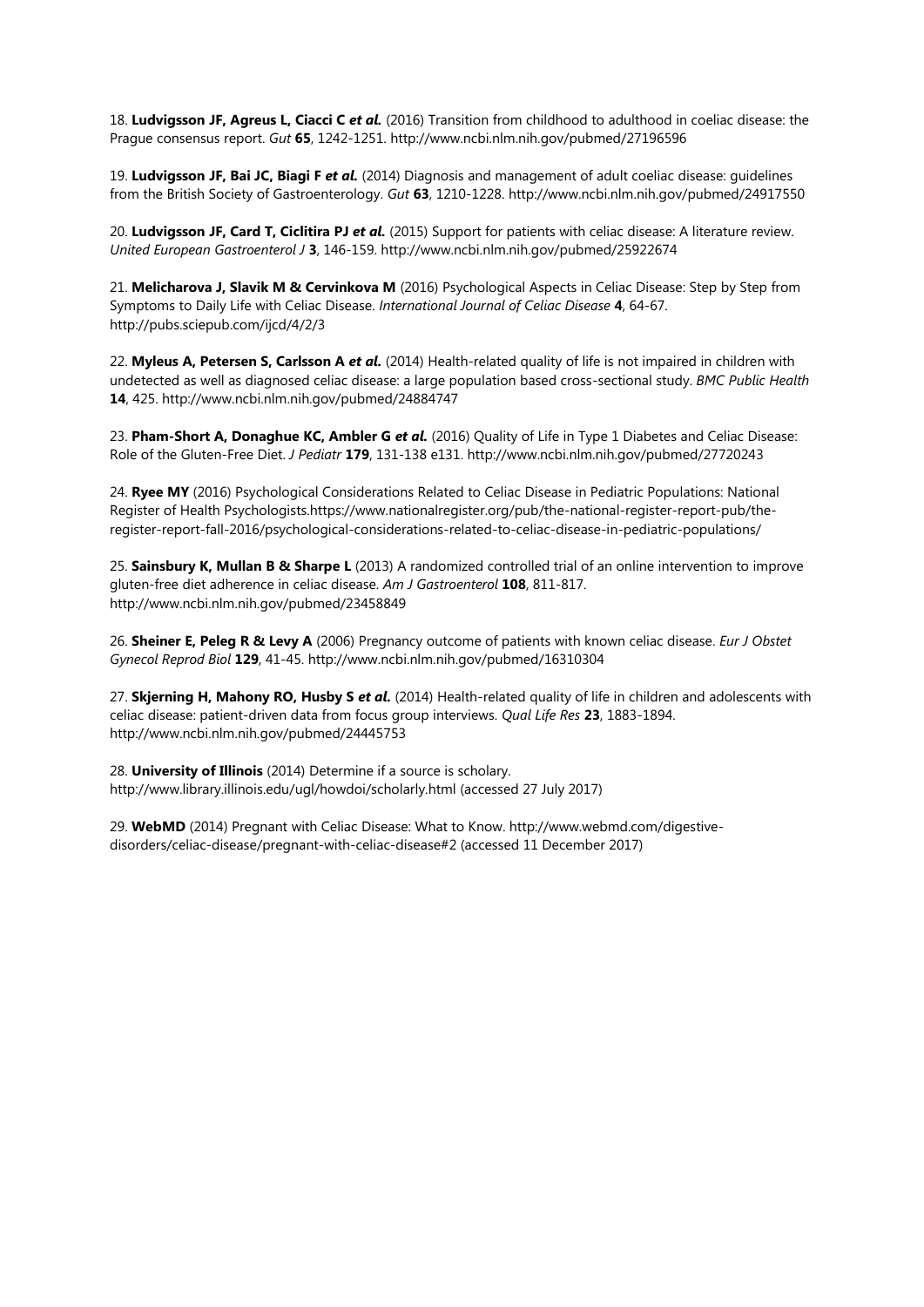18. **Ludvigsson JF, Agreus L, Ciacci C *et al.*** (2016) Transition from childhood to adulthood in coeliac disease: the Prague consensus report. *Gut* **65**, 1242-1251. http://www.ncbi.nlm.nih.gov/pubmed/27196596

19. **Ludvigsson JF, Bai JC, Biagi F *et al.*** (2014) Diagnosis and management of adult coeliac disease: guidelines from the British Society of Gastroenterology. *Gut* **63**, 1210-1228. http://www.ncbi.nlm.nih.gov/pubmed/24917550

20. **Ludvigsson JF, Card T, Ciclitira PJ *et al.*** (2015) Support for patients with celiac disease: A literature review. *United European Gastroenterol J* **3**, 146-159. http://www.ncbi.nlm.nih.gov/pubmed/25922674

21. **Melicharova J, Slavik M & Cervinkova M** (2016) Psychological Aspects in Celiac Disease: Step by Step from Symptoms to Daily Life with Celiac Disease. *International Journal of Celiac Disease* **4**, 64-67. http://pubs.sciepub.com/ijcd/4/2/3

22. **Myleus A, Petersen S, Carlsson A *et al.*** (2014) Health-related quality of life is not impaired in children with undetected as well as diagnosed celiac disease: a large population based cross-sectional study. *BMC Public Health* **14**, 425. http://www.ncbi.nlm.nih.gov/pubmed/24884747

23. **Pham-Short A, Donaghue KC, Ambler G *et al.*** (2016) Quality of Life in Type 1 Diabetes and Celiac Disease: Role of the Gluten-Free Diet. *J Pediatr* **179**, 131-138 e131. http://www.ncbi.nlm.nih.gov/pubmed/27720243

24. **Ryee MY** (2016) Psychological Considerations Related to Celiac Disease in Pediatric Populations: National Register of Health Psychologists.https://www.nationalregister.org/pub/the-national-register-report-pub/the-register-report-fall-2016/psychological-considerations-related-to-celiac-disease-in-pediatric-populations/

25. **Sainsbury K, Mullan B & Sharpe L** (2013) A randomized controlled trial of an online intervention to improve gluten-free diet adherence in celiac disease. *Am J Gastroenterol* **108**, 811-817. http://www.ncbi.nlm.nih.gov/pubmed/23458849

26. **Sheiner E, Peleg R & Levy A** (2006) Pregnancy outcome of patients with known celiac disease. *Eur J Obstet Gynecol Reprod Biol* **129**, 41-45. http://www.ncbi.nlm.nih.gov/pubmed/16310304

27. **Skjerning H, Mahony RO, Husby S *et al.*** (2014) Health-related quality of life in children and adolescents with celiac disease: patient-driven data from focus group interviews. *Qual Life Res* **23**, 1883-1894. http://www.ncbi.nlm.nih.gov/pubmed/24445753

28. **University of Illinois** (2014) Determine if a source is scholary. http://www.library.illinois.edu/ugl/howdoi/scholarly.html (accessed 27 July 2017)

29. **WebMD** (2014) Pregnant with Celiac Disease: What to Know. http://www.webmd.com/digestive-disorders/celiac-disease/pregnant-with-celiac-disease#2 (accessed 11 December 2017)